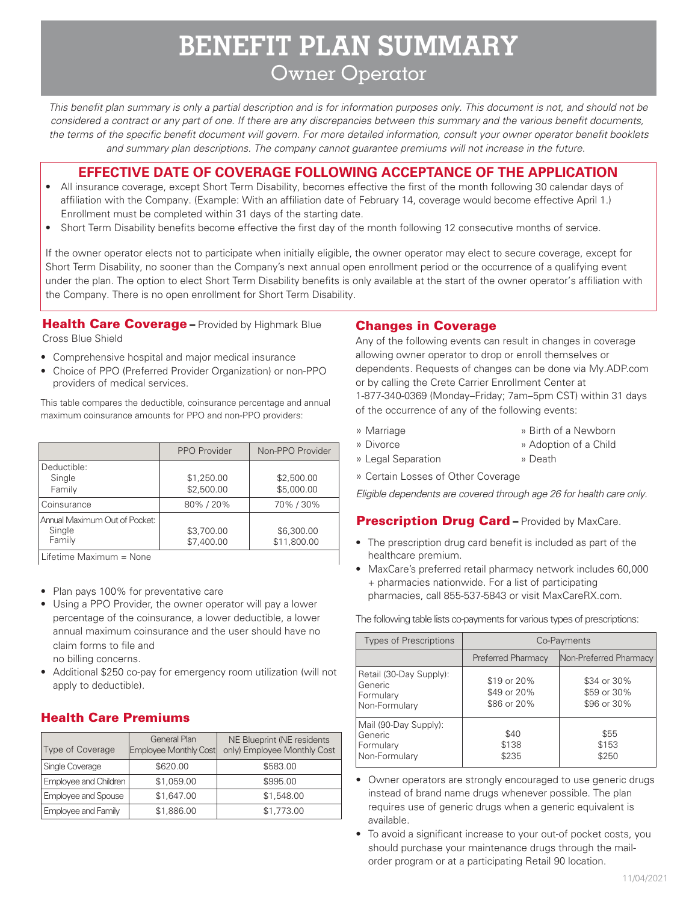# BENEFIT PLAN SUMMARY

## Owner Operator

*This benefit plan summary is only a partial description and is for information purposes only. This document is not, and should not be considered a contract or any part of one. If there are any discrepancies between this summary and the various benefit documents, the terms of the specific benefit document will govern. For more detailed information, consult your owner operator benefit booklets and summary plan descriptions. The company cannot guarantee premiums will not increase in the future.*

## EFFECTIVE DATE OF COVERAGE FOLLOWING ACCEPTANCE OF THE APPLICATION

- All insurance coverage, except Short Term Disability, becomes effective the first of the month following 30 calendar days of affiliation with the Company. (Example: With an affiliation date of February 14, coverage would become effective April 1.) Enrollment must be completed within 31 days of the starting date.
- Short Term Disability benefits become effective the first day of the month following 12 consecutive months of service.

If the owner operator elects not to participate when initially eligible, the owner operator may elect to secure coverage, except for Short Term Disability, no sooner than the Company's next annual open enrollment period or the occurrence of a qualifying event under the plan. The option to elect Short Term Disability benefits is only available at the start of the owner operator's affiliation with the Company. There is no open enrollment for Short Term Disability.

### Health Care Coverage – Provided by Highmark Blue Cross Blue Shield

- Comprehensive hospital and major medical insurance
- Choice of PPO (Preferred Provider Organization) or non-PPO providers of medical services.

This table compares the deductible, coinsurance percentage and annual maximum coinsurance amounts for PPO and non-PPO providers:

| | PPO Provider | Non-PPO Provider |
|---|---|---|
| Deductible: | | |
| Single | $1,250.00 | $2,500.00 |
| Family | $2,500.00 | $5,000.00 |
| Coinsurance | 80% / 20% | 70% / 30% |
| Annual Maximum Out of Pocket: | | |
| Single | $3,700.00 | $6,300.00 |
| Family | $7,400.00 | $11,800.00 |
| Lifetime Maximum = None | | |

- Plan pays 100% for preventative care
- Using a PPO Provider, the owner operator will pay a lower percentage of the coinsurance, a lower deductible, a lower annual maximum coinsurance and the user should have no claim forms to file and no billing concerns.
- Additional $250 co-pay for emergency room utilization (will not apply to deductible).

### Health Care Premiums

| Type of Coverage | General Plan Employee Monthly Cost | NE Blueprint (NE residents only) Employee Monthly Cost |
|---|---|---|
| Single Coverage | $620.00 | $583.00 |
| Employee and Children | $1,059.00 | $995.00 |
| Employee and Spouse | $1,647.00 | $1,548.00 |
| Employee and Family | $1,886.00 | $1,773.00 |

### Changes in Coverage

Any of the following events can result in changes in coverage allowing owner operator to drop or enroll themselves or dependents. Requests of changes can be done via My.ADP.com or by calling the Crete Carrier Enrollment Center at 1-877-340-0369 (Monday–Friday; 7am–5pm CST) within 31 days of the occurrence of any of the following events:

- Marriage
- Divorce
- Legal Separation
- Birth of a Newborn
- Adoption of a Child
- Death
- Certain Losses of Other Coverage

*Eligible dependents are covered through age 26 for health care only.*

### Prescription Drug Card – Provided by MaxCare.

- The prescription drug card benefit is included as part of the healthcare premium.
- MaxCare's preferred retail pharmacy network includes 60,000 + pharmacies nationwide. For a list of participating pharmacies, call 855-537-5843 or visit MaxCareRX.com.

The following table lists co-payments for various types of prescriptions:

| Types of Prescriptions | Co-Payments | |
|---|---|---|
| | Preferred Pharmacy | Non-Preferred Pharmacy |
| Retail (30-Day Supply): | | |
| Generic | $19 or 20% | $34 or 30% |
| Formulary | $49 or 20% | $59 or 30% |
| Non-Formulary | $86 or 20% | $96 or 30% |
| Mail (90-Day Supply): | | |
| Generic | $40 | $55 |
| Formulary | $138 | $153 |
| Non-Formulary | $235 | $250 |

- Owner operators are strongly encouraged to use generic drugs instead of brand name drugs whenever possible. The plan requires use of generic drugs when a generic equivalent is available.
- To avoid a significant increase to your out-of pocket costs, you should purchase your maintenance drugs through the mail-order program or at a participating Retail 90 location.

11/04/2021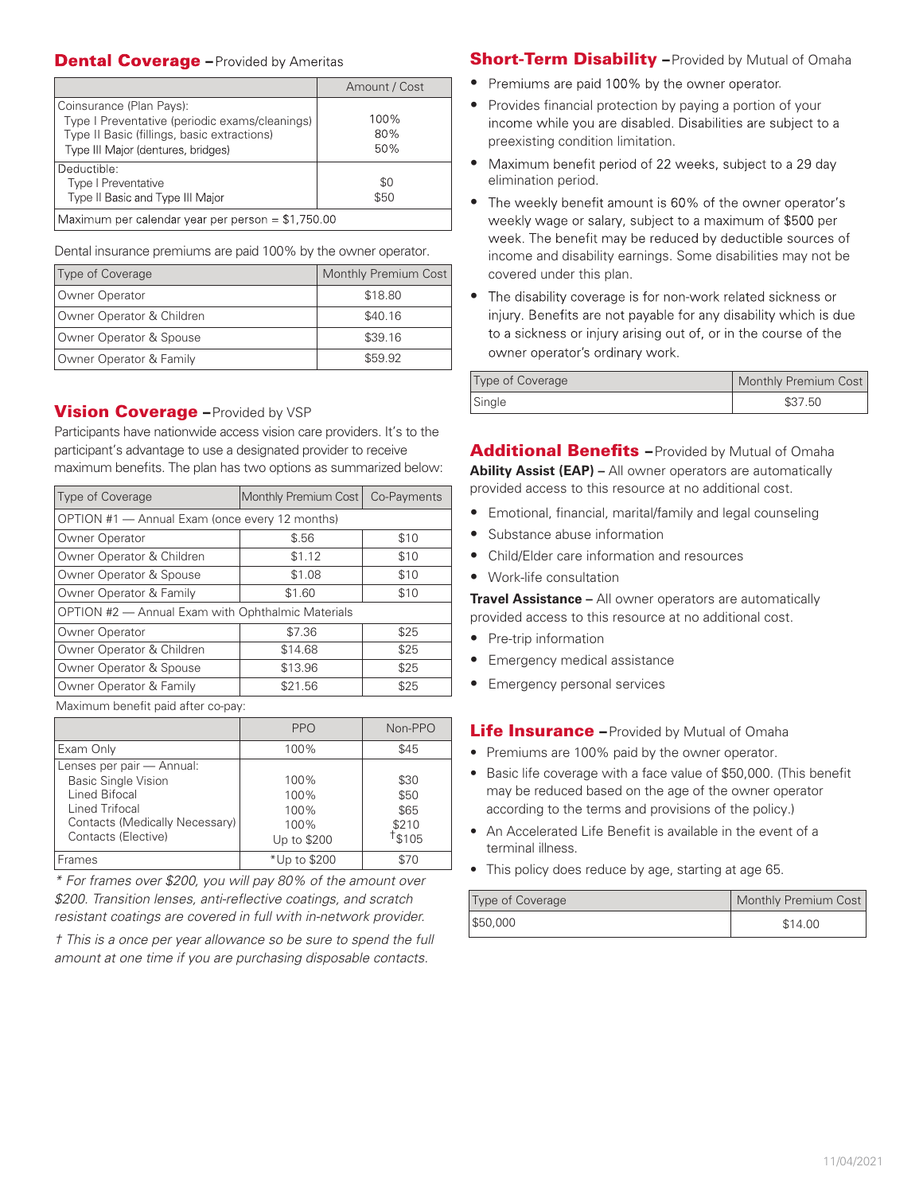## Dental Coverage – Provided by Ameritas

| | Amount / Cost |
|---|---|
| Coinsurance (Plan Pays): | |
| Type I Preventative (periodic exams/cleanings) | 100% |
| Type II Basic (fillings, basic extractions) | 80% |
| Type III Major (dentures, bridges) | 50% |
| Deductible: | |
| Type I Preventative | $0 |
| Type II Basic and Type III Major | $50 |
| Maximum per calendar year per person = $1,750.00 | |

Dental insurance premiums are paid 100% by the owner operator.

| Type of Coverage | Monthly Premium Cost |
|---|---|
| Owner Operator | $18.80 |
| Owner Operator & Children | $40.16 |
| Owner Operator & Spouse | $39.16 |
| Owner Operator & Family | $59.92 |

## Vision Coverage – Provided by VSP

Participants have nationwide access vision care providers. It's to the participant's advantage to use a designated provider to receive maximum benefits. The plan has two options as summarized below:

| Type of Coverage | Monthly Premium Cost | Co-Payments |
|---|---|---|
| OPTION #1 — Annual Exam (once every 12 months) | | |
| Owner Operator | $.56 | $10 |
| Owner Operator & Children | $1.12 | $10 |
| Owner Operator & Spouse | $1.08 | $10 |
| Owner Operator & Family | $1.60 | $10 |
| OPTION #2 — Annual Exam with Ophthalmic Materials | | |
| Owner Operator | $7.36 | $25 |
| Owner Operator & Children | $14.68 | $25 |
| Owner Operator & Spouse | $13.96 | $25 |
| Owner Operator & Family | $21.56 | $25 |

Maximum benefit paid after co-pay:

| | PPO | Non-PPO |
|---|---|---|
| Exam Only | 100% | $45 |
| Lenses per pair — Annual: | | |
| Basic Single Vision | 100% | $30 |
| Lined Bifocal | 100% | $50 |
| Lined Trifocal | 100% | $65 |
| Contacts (Medically Necessary) | 100% | $210 |
| Contacts (Elective) | Up to $200 | †$105 |
| Frames | *Up to $200 | $70 |

*\* For frames over $200, you will pay 80% of the amount over $200. Transition lenses, anti-reflective coatings, and scratch resistant coatings are covered in full with in-network provider.*

*† This is a once per year allowance so be sure to spend the full amount at one time if you are purchasing disposable contacts.*

## Short-Term Disability – Provided by Mutual of Omaha

- Premiums are paid 100% by the owner operator.
- Provides financial protection by paying a portion of your income while you are disabled. Disabilities are subject to a preexisting condition limitation.
- Maximum benefit period of 22 weeks, subject to a 29 day elimination period.
- The weekly benefit amount is 60% of the owner operator's weekly wage or salary, subject to a maximum of $500 per week. The benefit may be reduced by deductible sources of income and disability earnings. Some disabilities may not be covered under this plan.
- The disability coverage is for non-work related sickness or injury. Benefits are not payable for any disability which is due to a sickness or injury arising out of, or in the course of the owner operator's ordinary work.

| Type of Coverage | Monthly Premium Cost |
|---|---|
| Single | $37.50 |

## Additional Benefits – Provided by Mutual of Omaha

**Ability Assist (EAP) –** All owner operators are automatically provided access to this resource at no additional cost.

- Emotional, financial, marital/family and legal counseling
- Substance abuse information
- Child/Elder care information and resources
- Work-life consultation

**Travel Assistance –** All owner operators are automatically provided access to this resource at no additional cost.

- Pre-trip information
- Emergency medical assistance
- Emergency personal services

## Life Insurance – Provided by Mutual of Omaha

- Premiums are 100% paid by the owner operator.
- Basic life coverage with a face value of $50,000. (This benefit may be reduced based on the age of the owner operator according to the terms and provisions of the policy.)
- An Accelerated Life Benefit is available in the event of a terminal illness.
- This policy does reduce by age, starting at age 65.

| Type of Coverage | Monthly Premium Cost |
|---|---|
| $50,000 | $14.00 |

11/04/2021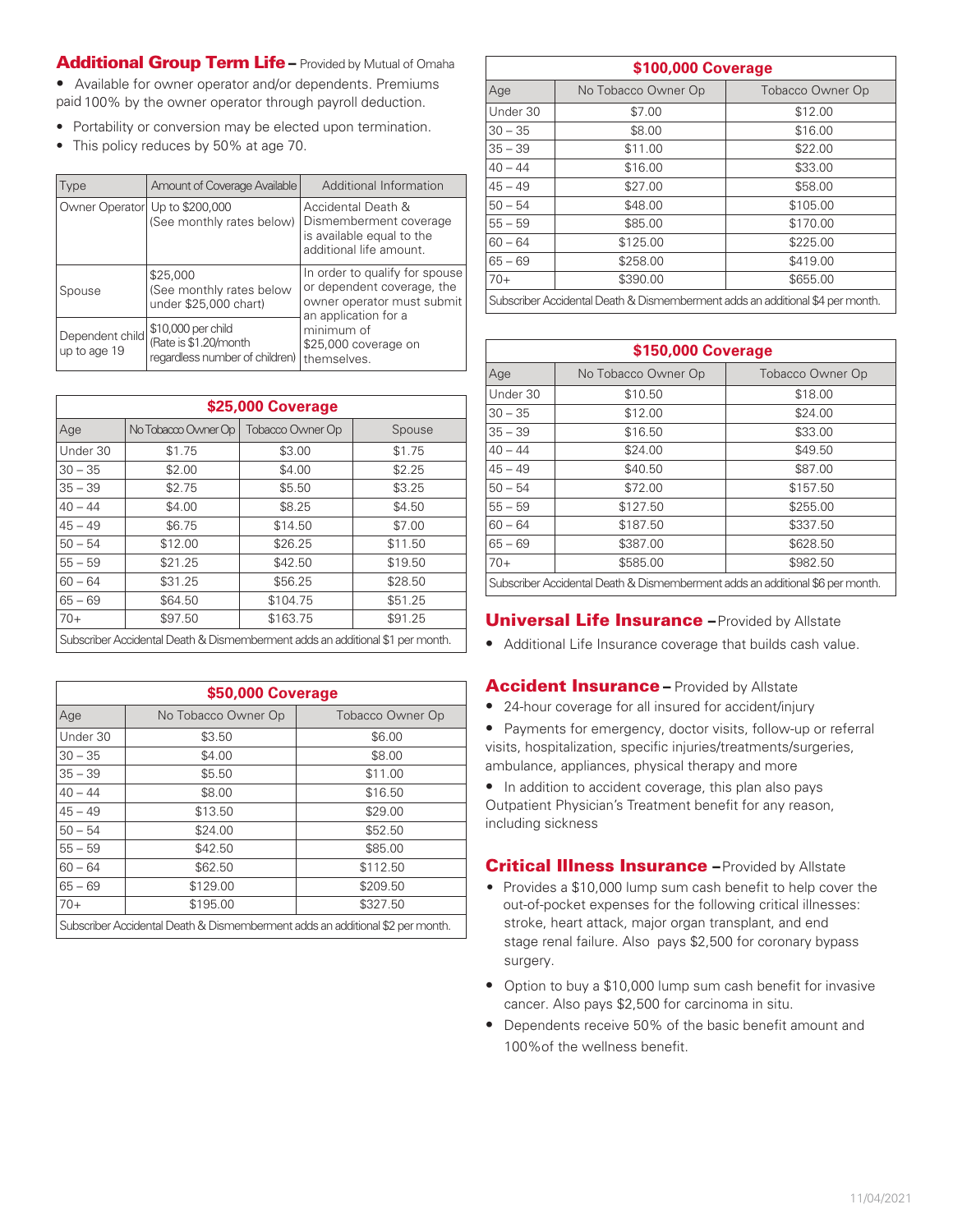## Additional Group Term Life – Provided by Mutual of Omaha

- Available for owner operator and/or dependents. Premiums paid 100% by the owner operator through payroll deduction.
- Portability or conversion may be elected upon termination.
- This policy reduces by 50% at age 70.

| Type | Amount of Coverage Available | Additional Information |
|---|---|---|
| Owner Operator | Up to $200,000 (See monthly rates below) | Accidental Death & Dismemberment coverage is available equal to the additional life amount. |
| Spouse | $25,000 (See monthly rates below under $25,000 chart) | In order to qualify for spouse or dependent coverage, the owner operator must submit an application for a minimum of $25,000 coverage on themselves. |
| Dependent child up to age 19 | $10,000 per child (Rate is $1.20/month regardless number of children) | |

| $25,000 Coverage | | | |
|---|---|---|---|
| Age | No Tobacco Owner Op | Tobacco Owner Op | Spouse |
| Under 30 | $1.75 | $3.00 | $1.75 |
| 30 – 35 | $2.00 | $4.00 | $2.25 |
| 35 – 39 | $2.75 | $5.50 | $3.25 |
| 40 – 44 | $4.00 | $8.25 | $4.50 |
| 45 – 49 | $6.75 | $14.50 | $7.00 |
| 50 – 54 | $12.00 | $26.25 | $11.50 |
| 55 – 59 | $21.25 | $42.50 | $19.50 |
| 60 – 64 | $31.25 | $56.25 | $28.50 |
| 65 – 69 | $64.50 | $104.75 | $51.25 |
| 70+ | $97.50 | $163.75 | $91.25 |
| Subscriber Accidental Death & Dismemberment adds an additional $1 per month. | | | |

| $50,000 Coverage | | |
|---|---|---|
| Age | No Tobacco Owner Op | Tobacco Owner Op |
| Under 30 | $3.50 | $6.00 |
| 30 – 35 | $4.00 | $8.00 |
| 35 – 39 | $5.50 | $11.00 |
| 40 – 44 | $8.00 | $16.50 |
| 45 – 49 | $13.50 | $29.00 |
| 50 – 54 | $24.00 | $52.50 |
| 55 – 59 | $42.50 | $85.00 |
| 60 – 64 | $62.50 | $112.50 |
| 65 – 69 | $129.00 | $209.50 |
| 70+ | $195.00 | $327.50 |
| Subscriber Accidental Death & Dismemberment adds an additional $2 per month. | | |

| $100,000 Coverage | | |
|---|---|---|
| Age | No Tobacco Owner Op | Tobacco Owner Op |
| Under 30 | $7.00 | $12.00 |
| 30 – 35 | $8.00 | $16.00 |
| 35 – 39 | $11.00 | $22.00 |
| 40 – 44 | $16.00 | $33.00 |
| 45 – 49 | $27.00 | $58.00 |
| 50 – 54 | $48.00 | $105.00 |
| 55 – 59 | $85.00 | $170.00 |
| 60 – 64 | $125.00 | $225.00 |
| 65 – 69 | $258.00 | $419.00 |
| 70+ | $390.00 | $655.00 |
| Subscriber Accidental Death & Dismemberment adds an additional $4 per month. | | |

| $150,000 Coverage | | |
|---|---|---|
| Age | No Tobacco Owner Op | Tobacco Owner Op |
| Under 30 | $10.50 | $18.00 |
| 30 – 35 | $12.00 | $24.00 |
| 35 – 39 | $16.50 | $33.00 |
| 40 – 44 | $24.00 | $49.50 |
| 45 – 49 | $40.50 | $87.00 |
| 50 – 54 | $72.00 | $157.50 |
| 55 – 59 | $127.50 | $255.00 |
| 60 – 64 | $187.50 | $337.50 |
| 65 – 69 | $387.00 | $628.50 |
| 70+ | $585.00 | $982.50 |
| Subscriber Accidental Death & Dismemberment adds an additional $6 per month. | | |

## Universal Life Insurance – Provided by Allstate

- Additional Life Insurance coverage that builds cash value.

## Accident Insurance – Provided by Allstate

- 24-hour coverage for all insured for accident/injury
- Payments for emergency, doctor visits, follow-up or referral visits, hospitalization, specific injuries/treatments/surgeries, ambulance, appliances, physical therapy and more
- In addition to accident coverage, this plan also pays Outpatient Physician's Treatment benefit for any reason, including sickness

## Critical Illness Insurance – Provided by Allstate

- Provides a $10,000 lump sum cash benefit to help cover the out-of-pocket expenses for the following critical illnesses: stroke, heart attack, major organ transplant, and end stage renal failure. Also pays $2,500 for coronary bypass surgery.
- Option to buy a $10,000 lump sum cash benefit for invasive cancer. Also pays $2,500 for carcinoma in situ.
- Dependents receive 50% of the basic benefit amount and 100%of the wellness benefit.

11/04/2021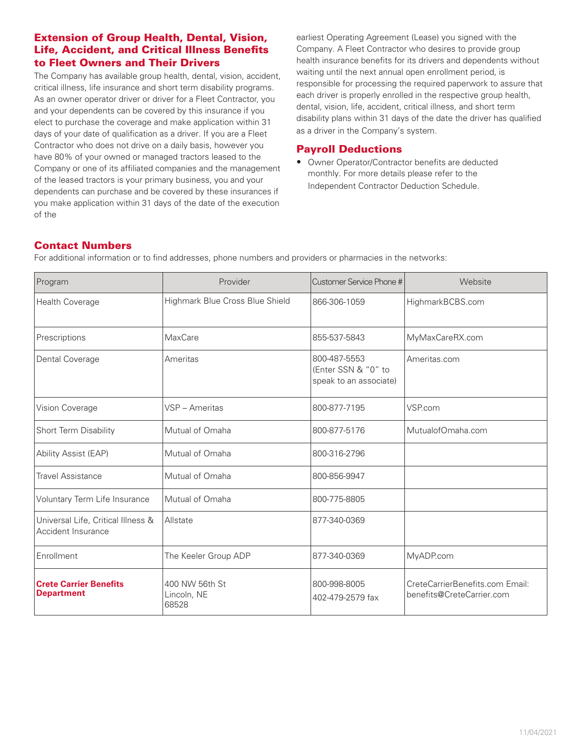## Extension of Group Health, Dental, Vision, Life, Accident, and Critical Illness Benefits to Fleet Owners and Their Drivers

The Company has available group health, dental, vision, accident, critical illness, life insurance and short term disability programs. As an owner operator driver or driver for a Fleet Contractor, you and your dependents can be covered by this insurance if you elect to purchase the coverage and make application within 31 days of your date of qualification as a driver. If you are a Fleet Contractor who does not drive on a daily basis, however you have 80% of your owned or managed tractors leased to the Company or one of its affiliated companies and the management of the leased tractors is your primary business, you and your dependents can purchase and be covered by these insurances if you make application within 31 days of the date of the execution of the earliest Operating Agreement (Lease) you signed with the Company. A Fleet Contractor who desires to provide group health insurance benefits for its drivers and dependents without waiting until the next annual open enrollment period, is responsible for processing the required paperwork to assure that each driver is properly enrolled in the respective group health, dental, vision, life, accident, critical illness, and short term disability plans within 31 days of the date the driver has qualified as a driver in the Company's system.

## Payroll Deductions

- Owner Operator/Contractor benefits are deducted monthly. For more details please refer to the Independent Contractor Deduction Schedule.

## Contact Numbers

For additional information or to find addresses, phone numbers and providers or pharmacies in the networks:

| Program | Provider | Customer Service Phone # | Website |
|---|---|---|---|
| Health Coverage | Highmark Blue Cross Blue Shield | 866-306-1059 | HighmarkBCBS.com |
| Prescriptions | MaxCare | 855-537-5843 | MyMaxCareRX.com |
| Dental Coverage | Ameritas | 800-487-5553 (Enter SSN & "0" to speak to an associate) | Ameritas.com |
| Vision Coverage | VSP – Ameritas | 800-877-7195 | VSP.com |
| Short Term Disability | Mutual of Omaha | 800-877-5176 | MutualofOmaha.com |
| Ability Assist (EAP) | Mutual of Omaha | 800-316-2796 | |
| Travel Assistance | Mutual of Omaha | 800-856-9947 | |
| Voluntary Term Life Insurance | Mutual of Omaha | 800-775-8805 | |
| Universal Life, Critical Illness & Accident Insurance | Allstate | 877-340-0369 | |
| Enrollment | The Keeler Group ADP | 877-340-0369 | MyADP.com |
| **Crete Carrier Benefits Department** | 400 NW 56th St Lincoln, NE 68528 | 800-998-8005 402-479-2579 fax | CreteCarrierBenefits.com Email: benefits@CreteCarrier.com |

11/04/2021